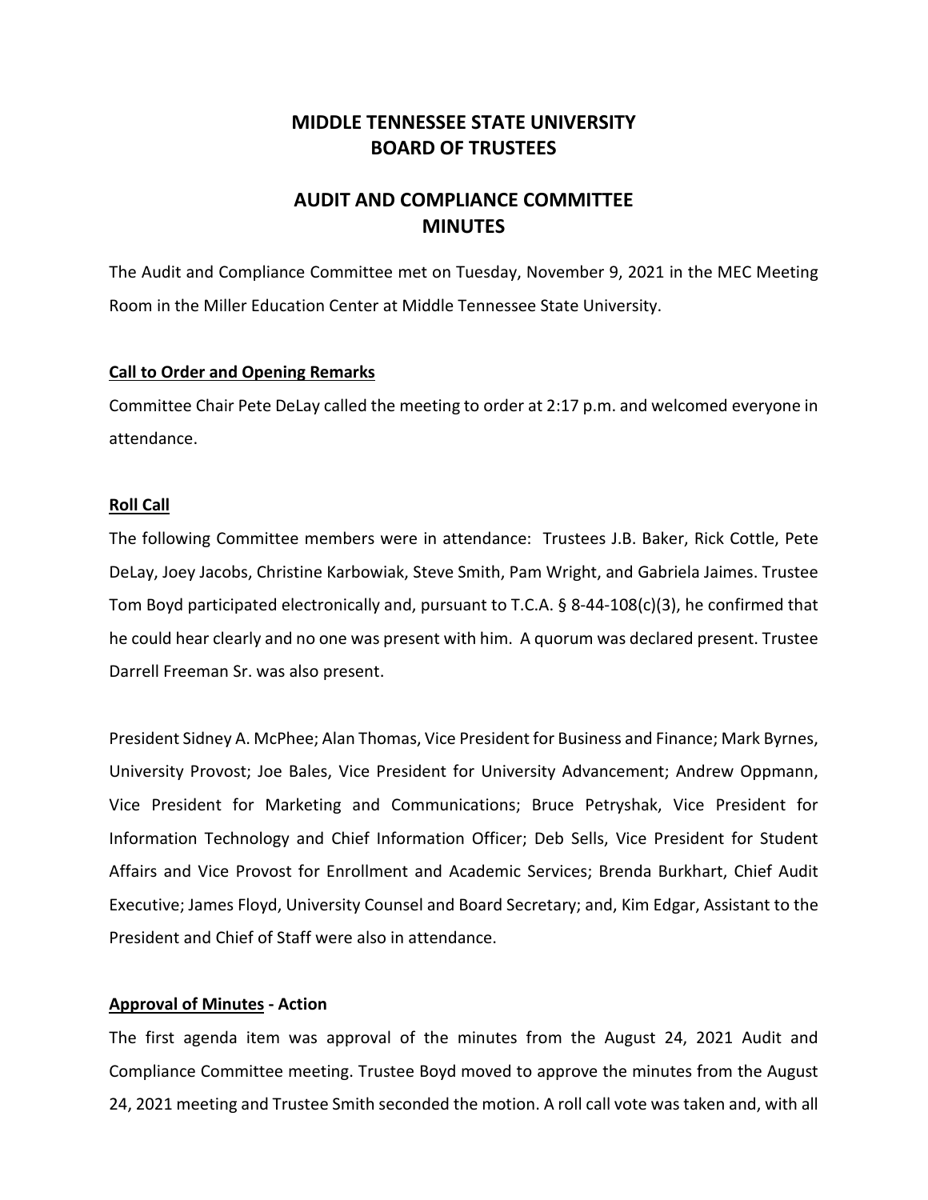# MIDDLE TENNESSEE STATE UNIVERSITY
# BOARD OF TRUSTEES

## AUDIT AND COMPLIANCE COMMITTEE
## MINUTES

The Audit and Compliance Committee met on Tuesday, November 9, 2021 in the MEC Meeting Room in the Miller Education Center at Middle Tennessee State University.

### Call to Order and Opening Remarks

Committee Chair Pete DeLay called the meeting to order at 2:17 p.m. and welcomed everyone in attendance.

### Roll Call

The following Committee members were in attendance: Trustees J.B. Baker, Rick Cottle, Pete DeLay, Joey Jacobs, Christine Karbowiak, Steve Smith, Pam Wright, and Gabriela Jaimes. Trustee Tom Boyd participated electronically and, pursuant to T.C.A. § 8-44-108(c)(3), he confirmed that he could hear clearly and no one was present with him. A quorum was declared present. Trustee Darrell Freeman Sr. was also present.

President Sidney A. McPhee; Alan Thomas, Vice President for Business and Finance; Mark Byrnes, University Provost; Joe Bales, Vice President for University Advancement; Andrew Oppmann, Vice President for Marketing and Communications; Bruce Petryshak, Vice President for Information Technology and Chief Information Officer; Deb Sells, Vice President for Student Affairs and Vice Provost for Enrollment and Academic Services; Brenda Burkhart, Chief Audit Executive; James Floyd, University Counsel and Board Secretary; and, Kim Edgar, Assistant to the President and Chief of Staff were also in attendance.

### Approval of Minutes - Action

The first agenda item was approval of the minutes from the August 24, 2021 Audit and Compliance Committee meeting. Trustee Boyd moved to approve the minutes from the August 24, 2021 meeting and Trustee Smith seconded the motion. A roll call vote was taken and, with all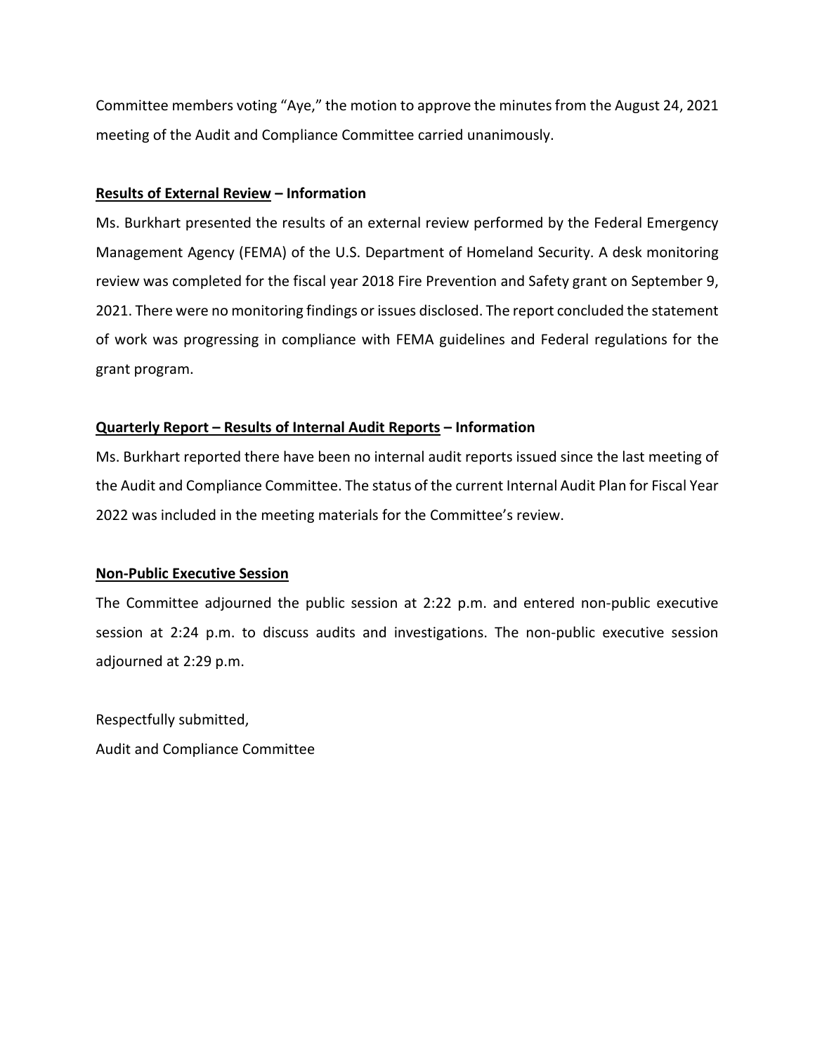Committee members voting "Aye," the motion to approve the minutes from the August 24, 2021 meeting of the Audit and Compliance Committee carried unanimously.

**Results of External Review – Information**

Ms. Burkhart presented the results of an external review performed by the Federal Emergency Management Agency (FEMA) of the U.S. Department of Homeland Security. A desk monitoring review was completed for the fiscal year 2018 Fire Prevention and Safety grant on September 9, 2021. There were no monitoring findings or issues disclosed. The report concluded the statement of work was progressing in compliance with FEMA guidelines and Federal regulations for the grant program.

**Quarterly Report – Results of Internal Audit Reports – Information**

Ms. Burkhart reported there have been no internal audit reports issued since the last meeting of the Audit and Compliance Committee. The status of the current Internal Audit Plan for Fiscal Year 2022 was included in the meeting materials for the Committee's review.

**Non-Public Executive Session**

The Committee adjourned the public session at 2:22 p.m. and entered non-public executive session at 2:24 p.m. to discuss audits and investigations. The non-public executive session adjourned at 2:29 p.m.

Respectfully submitted,
Audit and Compliance Committee